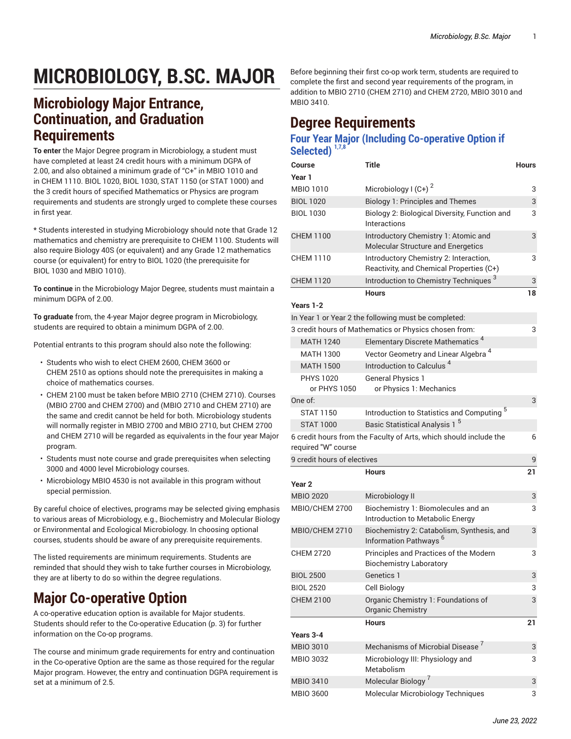# MICROBIOLOGY, B.SC. MAJOR

## Microbiology Major Entrance, Continuation, and Graduation Requirements

**To enter** the Major Degree program in Microbiology, a student must have completed at least 24 credit hours with a minimum DGPA of 2.00, and also obtained a minimum grade of "C+" in MBIO 1010 and in CHEM 1110. BIOL 1020, BIOL 1030, STAT 1150 (or STAT 1000) and the 3 credit hours of specified Mathematics or Physics are program requirements and students are strongly urged to complete these courses in first year.

* Students interested in studying Microbiology should note that Grade 12 mathematics and chemistry are prerequisite to CHEM 1100. Students will also require Biology 40S (or equivalent) and any Grade 12 mathematics course (or equivalent) for entry to BIOL 1020 (the prerequisite for BIOL 1030 and MBIO 1010).

**To continue** in the Microbiology Major Degree, students must maintain a minimum DGPA of 2.00.

**To graduate** from, the 4-year Major degree program in Microbiology, students are required to obtain a minimum DGPA of 2.00.

Potential entrants to this program should also note the following:

- Students who wish to elect CHEM 2600, CHEM 3600 or CHEM 2510 as options should note the prerequisites in making a choice of mathematics courses.
- CHEM 2100 must be taken before MBIO 2710 (CHEM 2710). Courses (MBIO 2700 and CHEM 2700) and (MBIO 2710 and CHEM 2710) are the same and credit cannot be held for both. Microbiology students will normally register in MBIO 2700 and MBIO 2710, but CHEM 2700 and CHEM 2710 will be regarded as equivalents in the four year Major program.
- Students must note course and grade prerequisites when selecting 3000 and 4000 level Microbiology courses.
- Microbiology MBIO 4530 is not available in this program without special permission.

By careful choice of electives, programs may be selected giving emphasis to various areas of Microbiology, e.g., Biochemistry and Molecular Biology or Environmental and Ecological Microbiology. In choosing optional courses, students should be aware of any prerequisite requirements.

The listed requirements are minimum requirements. Students are reminded that should they wish to take further courses in Microbiology, they are at liberty to do so within the degree regulations.

## Major Co-operative Option

A co-operative education option is available for Major students. Students should refer to the Co-operative Education (p. 3) for further information on the Co-op programs.

The course and minimum grade requirements for entry and continuation in the Co-operative Option are the same as those required for the regular Major program. However, the entry and continuation DGPA requirement is set at a minimum of 2.5.

Before beginning their first co-op work term, students are required to complete the first and second year requirements of the program, in addition to MBIO 2710 (CHEM 2710) and CHEM 2720, MBIO 3010 and MBIO 3410.

## Degree Requirements

### Four Year Major (Including Co-operative Option if Selected) [1,7,8]

| Course | Title | Hours |
|---|---|---|
| **Year 1** | | |
| MBIO 1010 | Microbiology I (C+) [2] | 3 |
| BIOL 1020 | Biology 1: Principles and Themes | 3 |
| BIOL 1030 | Biology 2: Biological Diversity, Function and Interactions | 3 |
| CHEM 1100 | Introductory Chemistry 1: Atomic and Molecular Structure and Energetics | 3 |
| CHEM 1110 | Introductory Chemistry 2: Interaction, Reactivity, and Chemical Properties (C+) | 3 |
| CHEM 1120 | Introduction to Chemistry Techniques [3] | 3 |
| | **Hours** | **18** |
| **Years 1-2** | | |
| In Year 1 or Year 2 the following must be completed: | | |
| 3 credit hours of Mathematics or Physics chosen from: | | 3 |
| MATH 1240 | Elementary Discrete Mathematics [4] | |
| MATH 1300 | Vector Geometry and Linear Algebra [4] | |
| MATH 1500 | Introduction to Calculus [4] | |
| PHYS 1020 or PHYS 1050 | General Physics 1 or Physics 1: Mechanics | |
| One of: | | 3 |
| STAT 1150 | Introduction to Statistics and Computing [5] | |
| STAT 1000 | Basic Statistical Analysis 1 [5] | |
| 6 credit hours from the Faculty of Arts, which should include the required "W" course | | 6 |
| 9 credit hours of electives | | 9 |
| | **Hours** | **21** |
| **Year 2** | | |
| MBIO 2020 | Microbiology II | 3 |
| MBIO/CHEM 2700 | Biochemistry 1: Biomolecules and an Introduction to Metabolic Energy | 3 |
| MBIO/CHEM 2710 | Biochemistry 2: Catabolism, Synthesis, and Information Pathways [6] | 3 |
| CHEM 2720 | Principles and Practices of the Modern Biochemistry Laboratory | 3 |
| BIOL 2500 | Genetics 1 | 3 |
| BIOL 2520 | Cell Biology | 3 |
| CHEM 2100 | Organic Chemistry 1: Foundations of Organic Chemistry | 3 |
| | **Hours** | **21** |
| **Years 3-4** | | |
| MBIO 3010 | Mechanisms of Microbial Disease [7] | 3 |
| MBIO 3032 | Microbiology III: Physiology and Metabolism | 3 |
| MBIO 3410 | Molecular Biology [7] | 3 |
| MBIO 3600 | Molecular Microbiology Techniques | 3 |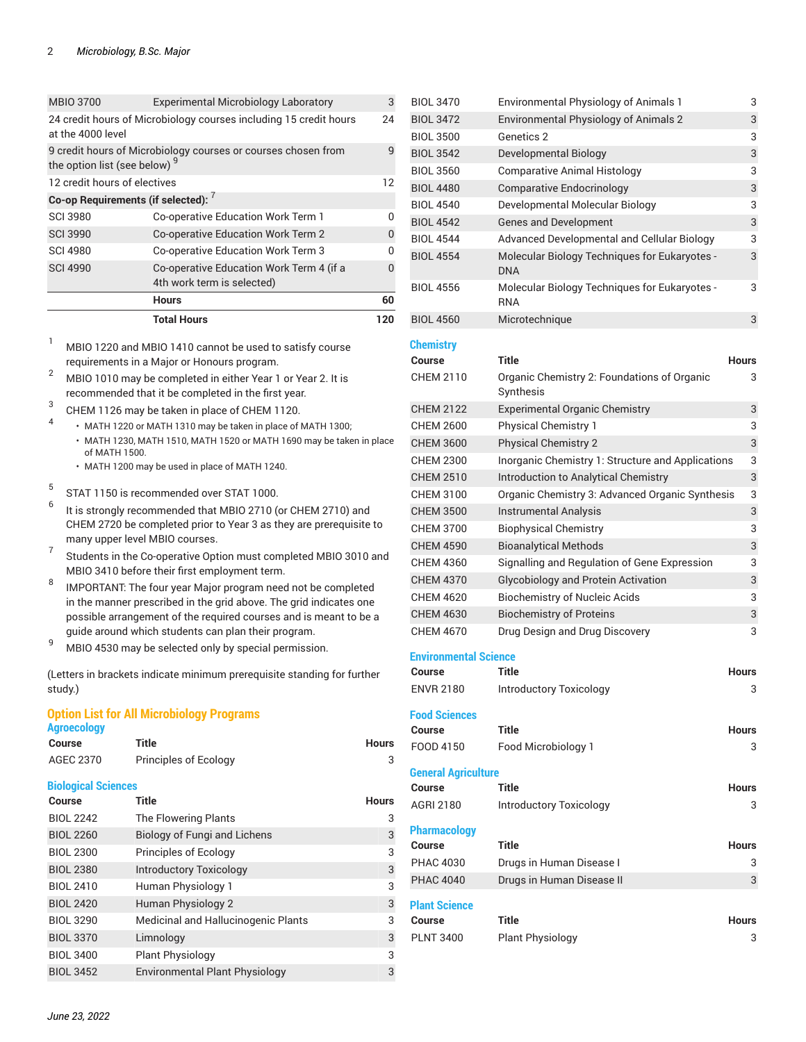| | | |
|---|---|---|
| MBIO 3700 | Experimental Microbiology Laboratory | 3 |
| 24 credit hours of Microbiology courses including 15 credit hours at the 4000 level | | 24 |
| 9 credit hours of Microbiology courses or courses chosen from the option list (see below) [9] | | 9 |
| 12 credit hours of electives | | 12 |
| **Co-op Requirements (if selected):** [7] | | |
| SCI 3980 | Co-operative Education Work Term 1 | 0 |
| SCI 3990 | Co-operative Education Work Term 2 | 0 |
| SCI 4980 | Co-operative Education Work Term 3 | 0 |
| SCI 4990 | Co-operative Education Work Term 4 (if a 4th work term is selected) | 0 |
| | **Hours** | **60** |
| | **Total Hours** | **120** |

1. MBIO 1220 and MBIO 1410 cannot be used to satisfy course requirements in a Major or Honours program.
2. MBIO 1010 may be completed in either Year 1 or Year 2. It is recommended that it be completed in the first year.
3. CHEM 1126 may be taken in place of CHEM 1120.
4. 
   - MATH 1220 or MATH 1310 may be taken in place of MATH 1300;
   - MATH 1230, MATH 1510, MATH 1520 or MATH 1690 may be taken in place of MATH 1500.
   - MATH 1200 may be used in place of MATH 1240.
5. STAT 1150 is recommended over STAT 1000.
6. It is strongly recommended that MBIO 2710 (or CHEM 2710) and CHEM 2720 be completed prior to Year 3 as they are prerequisite to many upper level MBIO courses.
7. Students in the Co-operative Option must completed MBIO 3010 and MBIO 3410 before their first employment term.
8. IMPORTANT: The four year Major program need not be completed in the manner prescribed in the grid above. The grid indicates one possible arrangement of the required courses and is meant to be a guide around which students can plan their program.
9. MBIO 4530 may be selected only by special permission.

(Letters in brackets indicate minimum prerequisite standing for further study.)

## Option List for All Microbiology Programs

### Agroecology

| Course | Title | Hours |
|---|---|---|
| AGEC 2370 | Principles of Ecology | 3 |

### Biological Sciences

| Course | Title | Hours |
|---|---|---|
| BIOL 2242 | The Flowering Plants | 3 |
| BIOL 2260 | Biology of Fungi and Lichens | 3 |
| BIOL 2300 | Principles of Ecology | 3 |
| BIOL 2380 | Introductory Toxicology | 3 |
| BIOL 2410 | Human Physiology 1 | 3 |
| BIOL 2420 | Human Physiology 2 | 3 |
| BIOL 3290 | Medicinal and Hallucinogenic Plants | 3 |
| BIOL 3370 | Limnology | 3 |
| BIOL 3400 | Plant Physiology | 3 |
| BIOL 3452 | Environmental Plant Physiology | 3 |
| BIOL 3470 | Environmental Physiology of Animals 1 | 3 |
| BIOL 3472 | Environmental Physiology of Animals 2 | 3 |
| BIOL 3500 | Genetics 2 | 3 |
| BIOL 3542 | Developmental Biology | 3 |
| BIOL 3560 | Comparative Animal Histology | 3 |
| BIOL 4480 | Comparative Endocrinology | 3 |
| BIOL 4540 | Developmental Molecular Biology | 3 |
| BIOL 4542 | Genes and Development | 3 |
| BIOL 4544 | Advanced Developmental and Cellular Biology | 3 |
| BIOL 4554 | Molecular Biology Techniques for Eukaryotes - DNA | 3 |
| BIOL 4556 | Molecular Biology Techniques for Eukaryotes - RNA | 3 |
| BIOL 4560 | Microtechnique | 3 |

### Chemistry

| Course | Title | Hours |
|---|---|---|
| CHEM 2110 | Organic Chemistry 2: Foundations of Organic Synthesis | 3 |
| CHEM 2122 | Experimental Organic Chemistry | 3 |
| CHEM 2600 | Physical Chemistry 1 | 3 |
| CHEM 3600 | Physical Chemistry 2 | 3 |
| CHEM 2300 | Inorganic Chemistry 1: Structure and Applications | 3 |
| CHEM 2510 | Introduction to Analytical Chemistry | 3 |
| CHEM 3100 | Organic Chemistry 3: Advanced Organic Synthesis | 3 |
| CHEM 3500 | Instrumental Analysis | 3 |
| CHEM 3700 | Biophysical Chemistry | 3 |
| CHEM 4590 | Bioanalytical Methods | 3 |
| CHEM 4360 | Signalling and Regulation of Gene Expression | 3 |
| CHEM 4370 | Glycobiology and Protein Activation | 3 |
| CHEM 4620 | Biochemistry of Nucleic Acids | 3 |
| CHEM 4630 | Biochemistry of Proteins | 3 |
| CHEM 4670 | Drug Design and Drug Discovery | 3 |

### Environmental Science

| Course | Title | Hours |
|---|---|---|
| ENVR 2180 | Introductory Toxicology | 3 |

### Food Sciences

| Course | Title | Hours |
|---|---|---|
| FOOD 4150 | Food Microbiology 1 | 3 |

### General Agriculture

| Course | Title | Hours |
|---|---|---|
| AGRI 2180 | Introductory Toxicology | 3 |

### Pharmacology

| Course | Title | Hours |
|---|---|---|
| PHAC 4030 | Drugs in Human Disease I | 3 |
| PHAC 4040 | Drugs in Human Disease II | 3 |

### Plant Science

| Course | Title | Hours |
|---|---|---|
| PLNT 3400 | Plant Physiology | 3 |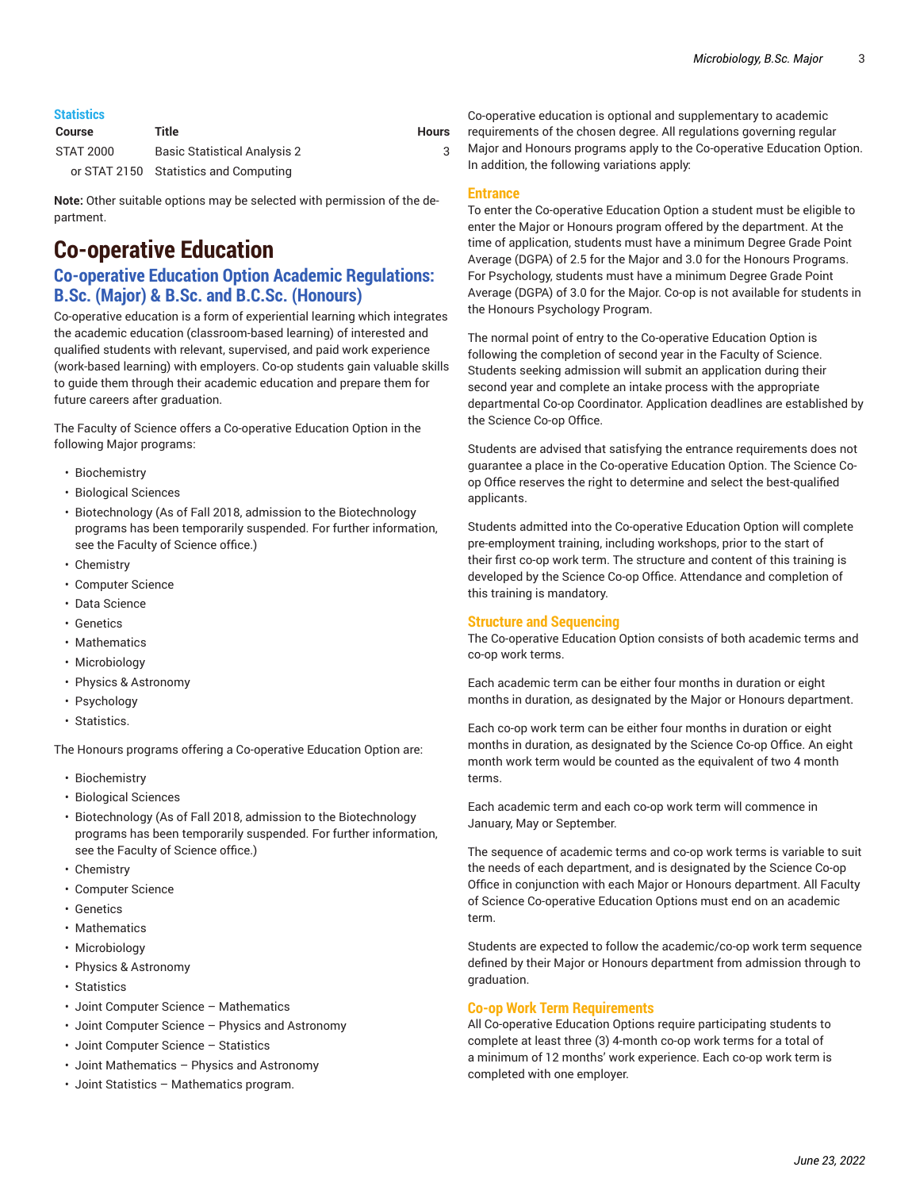### Statistics

| Course | Title | Hours |
|---|---|---|
| STAT 2000 | Basic Statistical Analysis 2 | 3 |
| or STAT 2150 | Statistics and Computing | |

**Note:** Other suitable options may be selected with permission of the department.

# Co-operative Education

## Co-operative Education Option Academic Regulations: B.Sc. (Major) & B.Sc. and B.C.Sc. (Honours)

Co-operative education is a form of experiential learning which integrates the academic education (classroom-based learning) of interested and qualified students with relevant, supervised, and paid work experience (work-based learning) with employers. Co-op students gain valuable skills to guide them through their academic education and prepare them for future careers after graduation.

The Faculty of Science offers a Co-operative Education Option in the following Major programs:

- Biochemistry
- Biological Sciences
- Biotechnology (As of Fall 2018, admission to the Biotechnology programs has been temporarily suspended. For further information, see the Faculty of Science office.)
- Chemistry
- Computer Science
- Data Science
- Genetics
- Mathematics
- Microbiology
- Physics & Astronomy
- Psychology
- Statistics.

The Honours programs offering a Co-operative Education Option are:

- Biochemistry
- Biological Sciences
- Biotechnology (As of Fall 2018, admission to the Biotechnology programs has been temporarily suspended. For further information, see the Faculty of Science office.)
- Chemistry
- Computer Science
- Genetics
- Mathematics
- Microbiology
- Physics & Astronomy
- Statistics
- Joint Computer Science – Mathematics
- Joint Computer Science – Physics and Astronomy
- Joint Computer Science – Statistics
- Joint Mathematics – Physics and Astronomy
- Joint Statistics – Mathematics program.

Co-operative education is optional and supplementary to academic requirements of the chosen degree. All regulations governing regular Major and Honours programs apply to the Co-operative Education Option. In addition, the following variations apply:

### Entrance

To enter the Co-operative Education Option a student must be eligible to enter the Major or Honours program offered by the department. At the time of application, students must have a minimum Degree Grade Point Average (DGPA) of 2.5 for the Major and 3.0 for the Honours Programs. For Psychology, students must have a minimum Degree Grade Point Average (DGPA) of 3.0 for the Major. Co-op is not available for students in the Honours Psychology Program.

The normal point of entry to the Co-operative Education Option is following the completion of second year in the Faculty of Science. Students seeking admission will submit an application during their second year and complete an intake process with the appropriate departmental Co-op Coordinator. Application deadlines are established by the Science Co-op Office.

Students are advised that satisfying the entrance requirements does not guarantee a place in the Co-operative Education Option. The Science Co-op Office reserves the right to determine and select the best-qualified applicants.

Students admitted into the Co-operative Education Option will complete pre-employment training, including workshops, prior to the start of their first co-op work term. The structure and content of this training is developed by the Science Co-op Office. Attendance and completion of this training is mandatory.

### Structure and Sequencing

The Co-operative Education Option consists of both academic terms and co-op work terms.

Each academic term can be either four months in duration or eight months in duration, as designated by the Major or Honours department.

Each co-op work term can be either four months in duration or eight months in duration, as designated by the Science Co-op Office. An eight month work term would be counted as the equivalent of two 4 month terms.

Each academic term and each co-op work term will commence in January, May or September.

The sequence of academic terms and co-op work terms is variable to suit the needs of each department, and is designated by the Science Co-op Office in conjunction with each Major or Honours department. All Faculty of Science Co-operative Education Options must end on an academic term.

Students are expected to follow the academic/co-op work term sequence defined by their Major or Honours department from admission through to graduation.

### Co-op Work Term Requirements

All Co-operative Education Options require participating students to complete at least three (3) 4-month co-op work terms for a total of a minimum of 12 months' work experience. Each co-op work term is completed with one employer.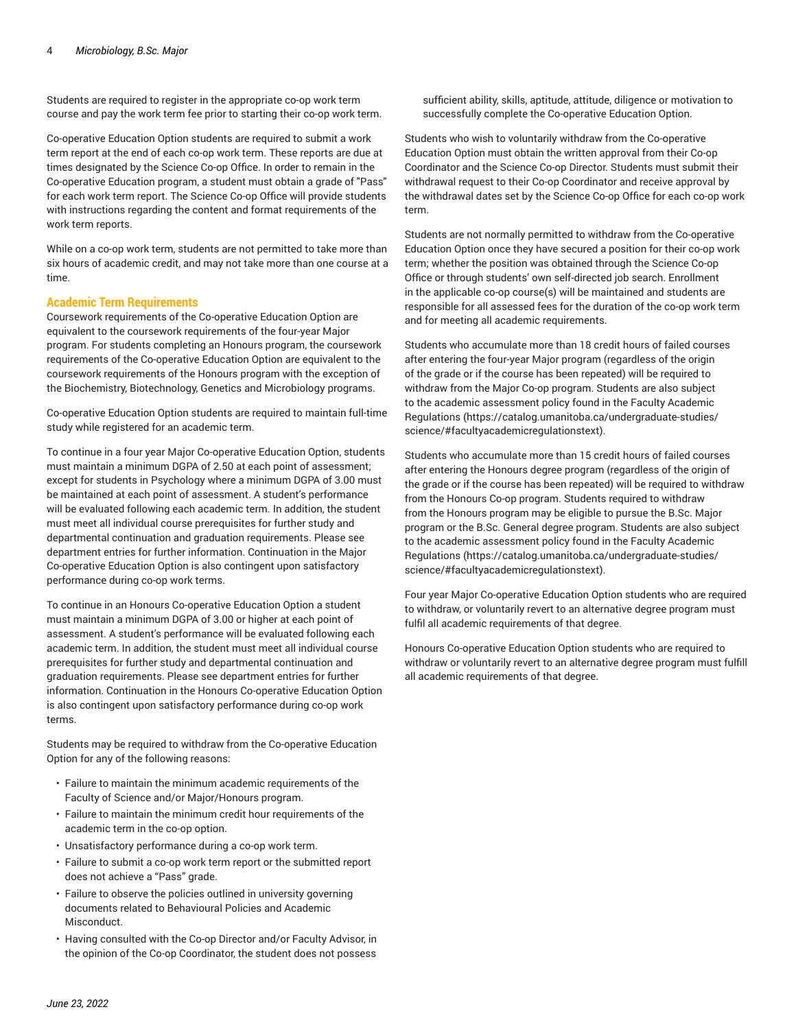Students are required to register in the appropriate co-op work term course and pay the work term fee prior to starting their co-op work term.

Co-operative Education Option students are required to submit a work term report at the end of each co-op work term. These reports are due at times designated by the Science Co-op Office. In order to remain in the Co-operative Education program, a student must obtain a grade of "Pass" for each work term report. The Science Co-op Office will provide students with instructions regarding the content and format requirements of the work term reports.

While on a co-op work term, students are not permitted to take more than six hours of academic credit, and may not take more than one course at a time.

## Academic Term Requirements

Coursework requirements of the Co-operative Education Option are equivalent to the coursework requirements of the four-year Major program. For students completing an Honours program, the coursework requirements of the Co-operative Education Option are equivalent to the coursework requirements of the Honours program with the exception of the Biochemistry, Biotechnology, Genetics and Microbiology programs.

Co-operative Education Option students are required to maintain full-time study while registered for an academic term.

To continue in a four year Major Co-operative Education Option, students must maintain a minimum DGPA of 2.50 at each point of assessment; except for students in Psychology where a minimum DGPA of 3.00 must be maintained at each point of assessment. A student's performance will be evaluated following each academic term. In addition, the student must meet all individual course prerequisites for further study and departmental continuation and graduation requirements. Please see department entries for further information. Continuation in the Major Co-operative Education Option is also contingent upon satisfactory performance during co-op work terms.

To continue in an Honours Co-operative Education Option a student must maintain a minimum DGPA of 3.00 or higher at each point of assessment. A student's performance will be evaluated following each academic term. In addition, the student must meet all individual course prerequisites for further study and departmental continuation and graduation requirements. Please see department entries for further information. Continuation in the Honours Co-operative Education Option is also contingent upon satisfactory performance during co-op work terms.

Students may be required to withdraw from the Co-operative Education Option for any of the following reasons:

- Failure to maintain the minimum academic requirements of the Faculty of Science and/or Major/Honours program.
- Failure to maintain the minimum credit hour requirements of the academic term in the co-op option.
- Unsatisfactory performance during a co-op work term.
- Failure to submit a co-op work term report or the submitted report does not achieve a "Pass" grade.
- Failure to observe the policies outlined in university governing documents related to Behavioural Policies and Academic Misconduct.
- Having consulted with the Co-op Director and/or Faculty Advisor, in the opinion of the Co-op Coordinator, the student does not possess sufficient ability, skills, aptitude, attitude, diligence or motivation to successfully complete the Co-operative Education Option.

Students who wish to voluntarily withdraw from the Co-operative Education Option must obtain the written approval from their Co-op Coordinator and the Science Co-op Director. Students must submit their withdrawal request to their Co-op Coordinator and receive approval by the withdrawal dates set by the Science Co-op Office for each co-op work term.

Students are not normally permitted to withdraw from the Co-operative Education Option once they have secured a position for their co-op work term; whether the position was obtained through the Science Co-op Office or through students' own self-directed job search. Enrollment in the applicable co-op course(s) will be maintained and students are responsible for all assessed fees for the duration of the co-op work term and for meeting all academic requirements.

Students who accumulate more than 18 credit hours of failed courses after entering the four-year Major program (regardless of the origin of the grade or if the course has been repeated) will be required to withdraw from the Major Co-op program. Students are also subject to the academic assessment policy found in the Faculty Academic Regulations (https://catalog.umanitoba.ca/undergraduate-studies/science/#facultyacademicregulationstext).

Students who accumulate more than 15 credit hours of failed courses after entering the Honours degree program (regardless of the origin of the grade or if the course has been repeated) will be required to withdraw from the Honours Co-op program. Students required to withdraw from the Honours program may be eligible to pursue the B.Sc. Major program or the B.Sc. General degree program. Students are also subject to the academic assessment policy found in the Faculty Academic Regulations (https://catalog.umanitoba.ca/undergraduate-studies/science/#facultyacademicregulationstext).

Four year Major Co-operative Education Option students who are required to withdraw, or voluntarily revert to an alternative degree program must fulfil all academic requirements of that degree.

Honours Co-operative Education Option students who are required to withdraw or voluntarily revert to an alternative degree program must fulfill all academic requirements of that degree.